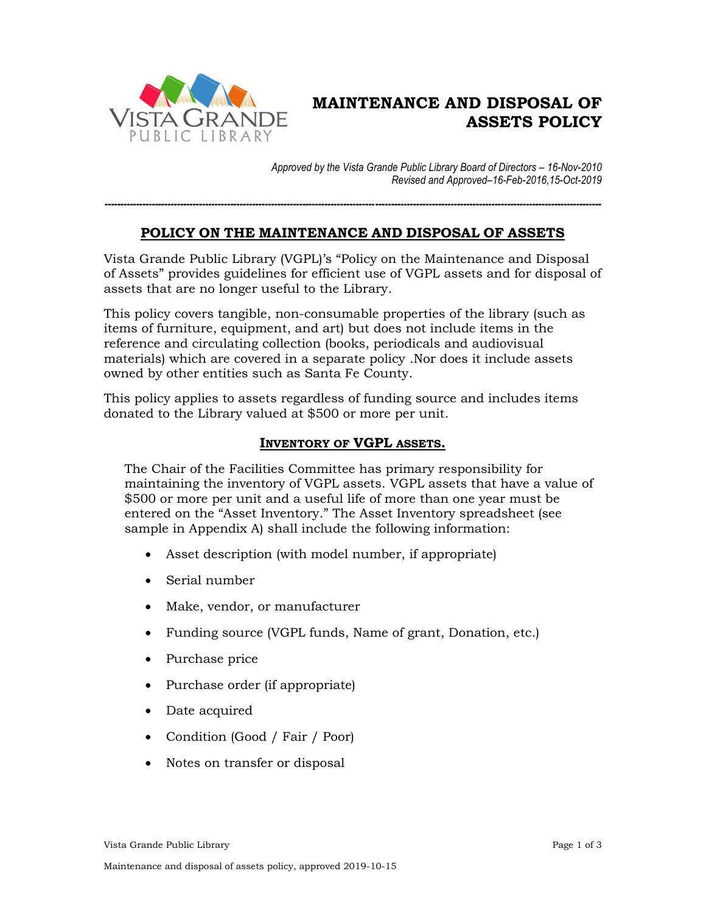# MAINTENANCE AND DISPOSAL OF ASSETS POLICY

*Approved by the Vista Grande Public Library Board of Directors – 16-Nov-2010*
*Revised and Approved–16-Feb-2016,15-Oct-2019*

---

## POLICY ON THE MAINTENANCE AND DISPOSAL OF ASSETS

Vista Grande Public Library (VGPL)'s "Policy on the Maintenance and Disposal of Assets" provides guidelines for efficient use of VGPL assets and for disposal of assets that are no longer useful to the Library.

This policy covers tangible, non-consumable properties of the library (such as items of furniture, equipment, and art) but does not include items in the reference and circulating collection (books, periodicals and audiovisual materials) which are covered in a separate policy .Nor does it include assets owned by other entities such as Santa Fe County.

This policy applies to assets regardless of funding source and includes items donated to the Library valued at $500 or more per unit.

### INVENTORY OF VGPL ASSETS.

The Chair of the Facilities Committee has primary responsibility for maintaining the inventory of VGPL assets. VGPL assets that have a value of $500 or more per unit and a useful life of more than one year must be entered on the "Asset Inventory." The Asset Inventory spreadsheet (see sample in Appendix A) shall include the following information:

- Asset description (with model number, if appropriate)
- Serial number
- Make, vendor, or manufacturer
- Funding source (VGPL funds, Name of grant, Donation, etc.)
- Purchase price
- Purchase order (if appropriate)
- Date acquired
- Condition (Good / Fair / Poor)
- Notes on transfer or disposal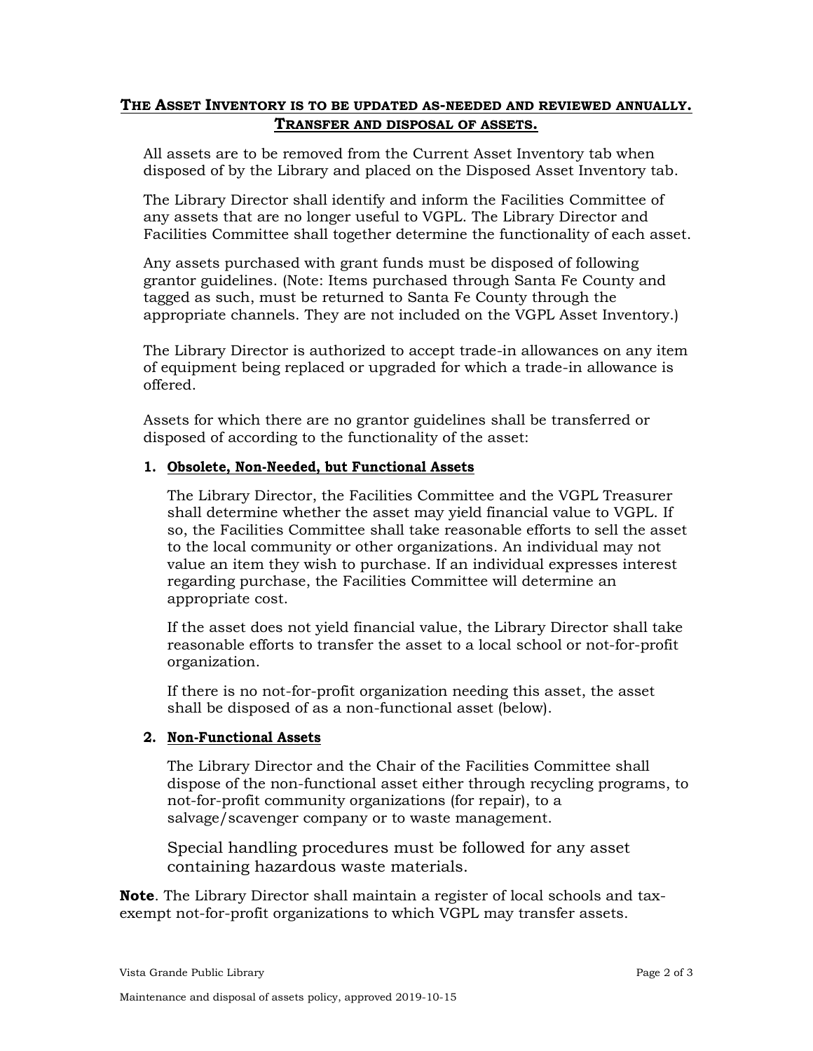## THE ASSET INVENTORY IS TO BE UPDATED AS-NEEDED AND REVIEWED ANNUALLY.

## TRANSFER AND DISPOSAL OF ASSETS.

All assets are to be removed from the Current Asset Inventory tab when disposed of by the Library and placed on the Disposed Asset Inventory tab.

The Library Director shall identify and inform the Facilities Committee of any assets that are no longer useful to VGPL. The Library Director and Facilities Committee shall together determine the functionality of each asset.

Any assets purchased with grant funds must be disposed of following grantor guidelines. (Note: Items purchased through Santa Fe County and tagged as such, must be returned to Santa Fe County through the appropriate channels. They are not included on the VGPL Asset Inventory.)

The Library Director is authorized to accept trade-in allowances on any item of equipment being replaced or upgraded for which a trade-in allowance is offered.

Assets for which there are no grantor guidelines shall be transferred or disposed of according to the functionality of the asset:

1. **Obsolete, Non-Needed, but Functional Assets**

   The Library Director, the Facilities Committee and the VGPL Treasurer shall determine whether the asset may yield financial value to VGPL. If so, the Facilities Committee shall take reasonable efforts to sell the asset to the local community or other organizations. An individual may not value an item they wish to purchase. If an individual expresses interest regarding purchase, the Facilities Committee will determine an appropriate cost.

   If the asset does not yield financial value, the Library Director shall take reasonable efforts to transfer the asset to a local school or not-for-profit organization.

   If there is no not-for-profit organization needing this asset, the asset shall be disposed of as a non-functional asset (below).

2. **Non-Functional Assets**

   The Library Director and the Chair of the Facilities Committee shall dispose of the non-functional asset either through recycling programs, to not-for-profit community organizations (for repair), to a salvage/scavenger company or to waste management.

   Special handling procedures must be followed for any asset containing hazardous waste materials.

**Note**. The Library Director shall maintain a register of local schools and tax-exempt not-for-profit organizations to which VGPL may transfer assets.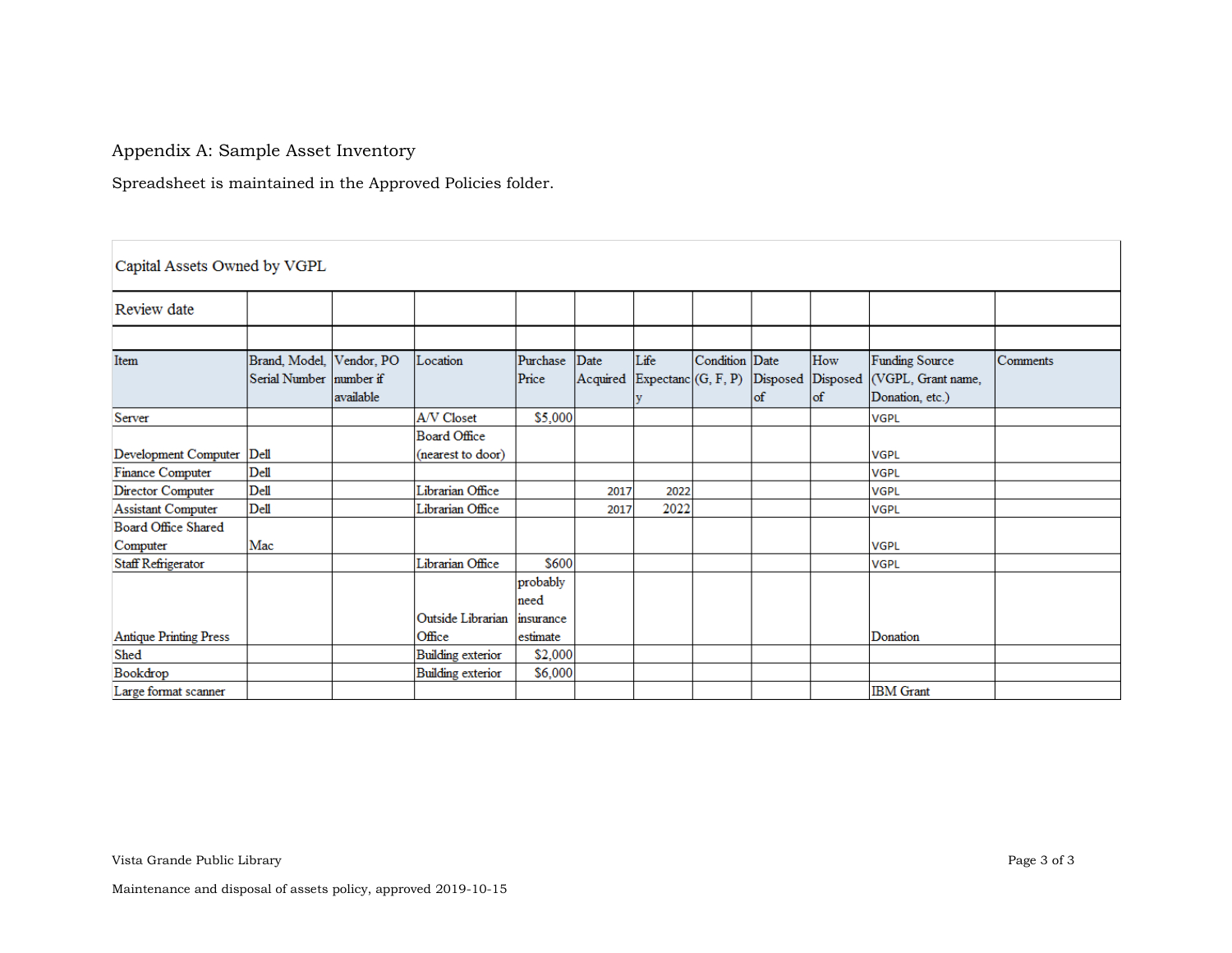## Appendix A: Sample Asset Inventory

Spreadsheet is maintained in the Approved Policies folder.

**Capital Assets Owned by VGPL**

| Review date | | | | | | | | | | | |
|---|---|---|---|---|---|---|---|---|---|---|---|
| | | | | | | | | | | | |
| Item | Brand, Model, Serial Number | Vendor, PO number if available | Location | Purchase Price | Date Acquired | Life Expectancy | Condition (G, F, P) | Date Disposed of | How Disposed of | Funding Source (VGPL, Grant name, Donation, etc.) | Comments |
| Server | | | A/V Closet | $5,000 | | | | | | VGPL | |
| Development Computer | Dell | | Board Office (nearest to door) | | | | | | | VGPL | |
| Finance Computer | Dell | | | | | | | | | VGPL | |
| Director Computer | Dell | | Librarian Office | | 2017 | 2022 | | | | VGPL | |
| Assistant Computer | Dell | | Librarian Office | | 2017 | 2022 | | | | VGPL | |
| Board Office Shared Computer | Mac | | | | | | | | | VGPL | |
| Staff Refrigerator | | | Librarian Office | $600 | | | | | | VGPL | |
| Antique Printing Press | | | Outside Librarian Office | probably need insurance estimate | | | | | | Donation | |
| Shed | | | Building exterior | $2,000 | | | | | | | |
| Bookdrop | | | Building exterior | $6,000 | | | | | | | |
| Large format scanner | | | | | | | | | | IBM Grant | |

Vista Grande Public Library

Maintenance and disposal of assets policy, approved 2019-10-15